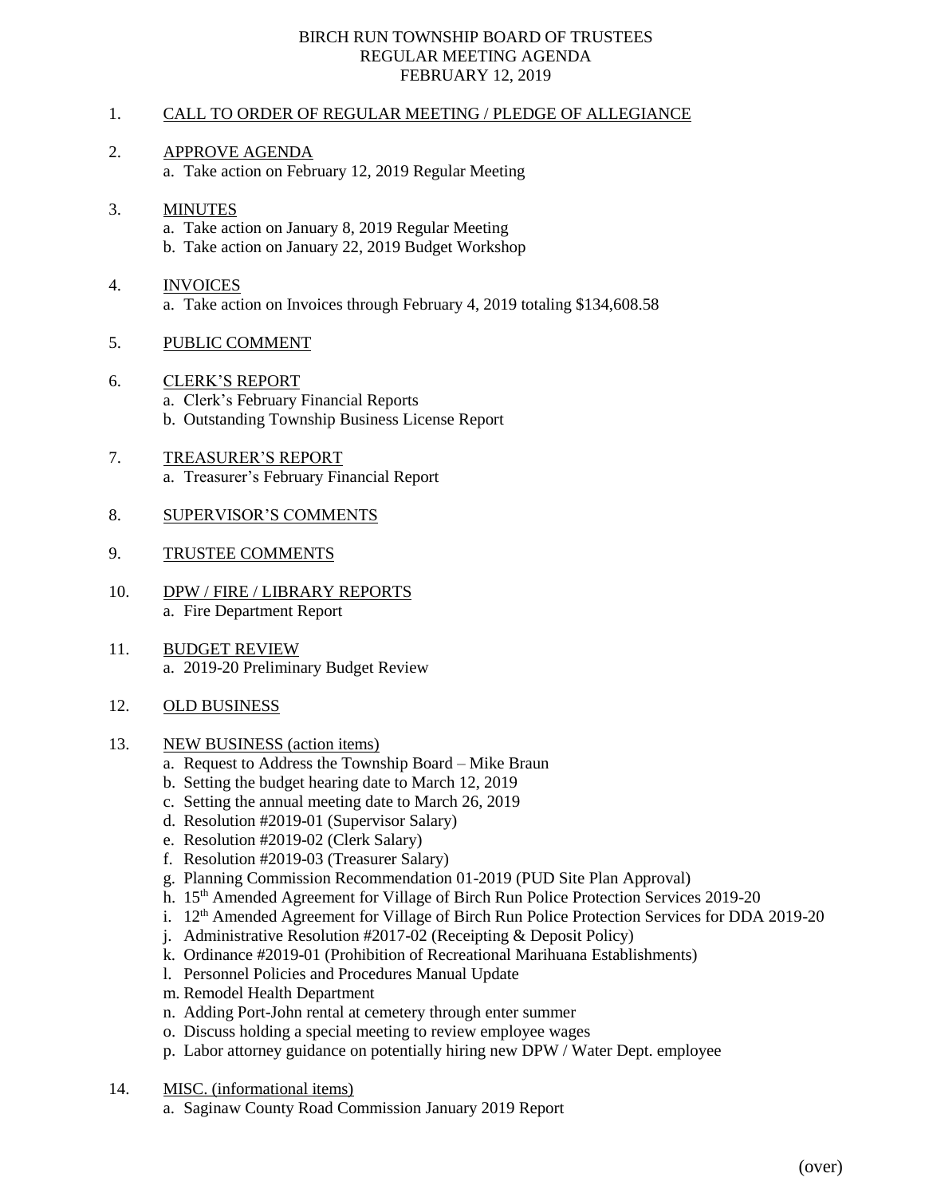# BIRCH RUN TOWNSHIP BOARD OF TRUSTEES
## REGULAR MEETING AGENDA
### FEBRUARY 12, 2019

1. CALL TO ORDER OF REGULAR MEETING / PLEDGE OF ALLEGIANCE

2. APPROVE AGENDA
   - a. Take action on February 12, 2019 Regular Meeting

3. MINUTES
   - a. Take action on January 8, 2019 Regular Meeting
   - b. Take action on January 22, 2019 Budget Workshop

4. INVOICES
   - a. Take action on Invoices through February 4, 2019 totaling $134,608.58

5. PUBLIC COMMENT

6. CLERK'S REPORT
   - a. Clerk's February Financial Reports
   - b. Outstanding Township Business License Report

7. TREASURER'S REPORT
   - a. Treasurer's February Financial Report

8. SUPERVISOR'S COMMENTS

9. TRUSTEE COMMENTS

10. DPW / FIRE / LIBRARY REPORTS
    - a. Fire Department Report

11. BUDGET REVIEW
    - a. 2019-20 Preliminary Budget Review

12. OLD BUSINESS

13. NEW BUSINESS (action items)
    - a. Request to Address the Township Board – Mike Braun
    - b. Setting the budget hearing date to March 12, 2019
    - c. Setting the annual meeting date to March 26, 2019
    - d. Resolution #2019-01 (Supervisor Salary)
    - e. Resolution #2019-02 (Clerk Salary)
    - f. Resolution #2019-03 (Treasurer Salary)
    - g. Planning Commission Recommendation 01-2019 (PUD Site Plan Approval)
    - h. 15th Amended Agreement for Village of Birch Run Police Protection Services 2019-20
    - i. 12th Amended Agreement for Village of Birch Run Police Protection Services for DDA 2019-20
    - j. Administrative Resolution #2017-02 (Receipting & Deposit Policy)
    - k. Ordinance #2019-01 (Prohibition of Recreational Marihuana Establishments)
    - l. Personnel Policies and Procedures Manual Update
    - m. Remodel Health Department
    - n. Adding Port-John rental at cemetery through enter summer
    - o. Discuss holding a special meeting to review employee wages
    - p. Labor attorney guidance on potentially hiring new DPW / Water Dept. employee

14. MISC. (informational items)
    - a. Saginaw County Road Commission January 2019 Report

(over)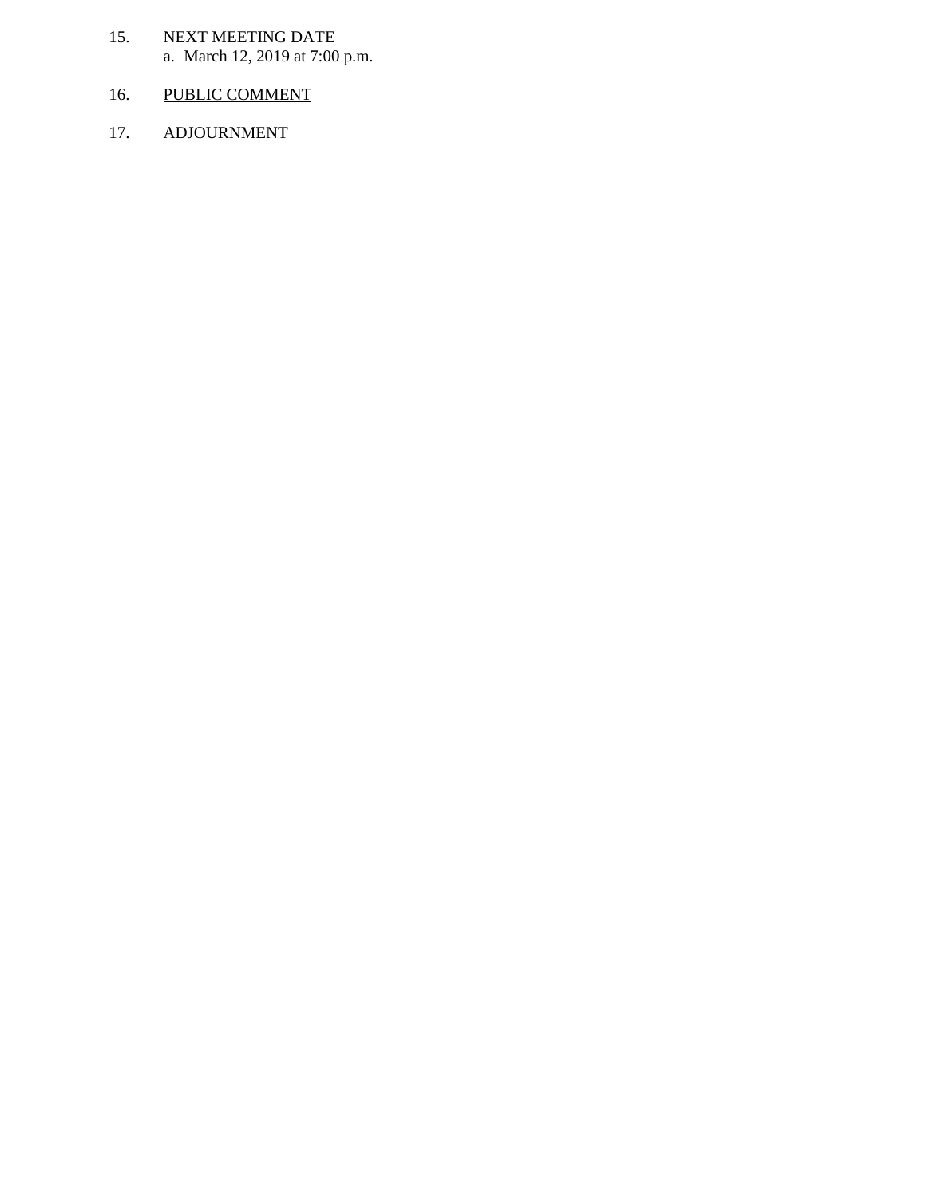15. <u>NEXT MEETING DATE</u>
    a. March 12, 2019 at 7:00 p.m.

16. <u>PUBLIC COMMENT</u>

17. <u>ADJOURNMENT</u>